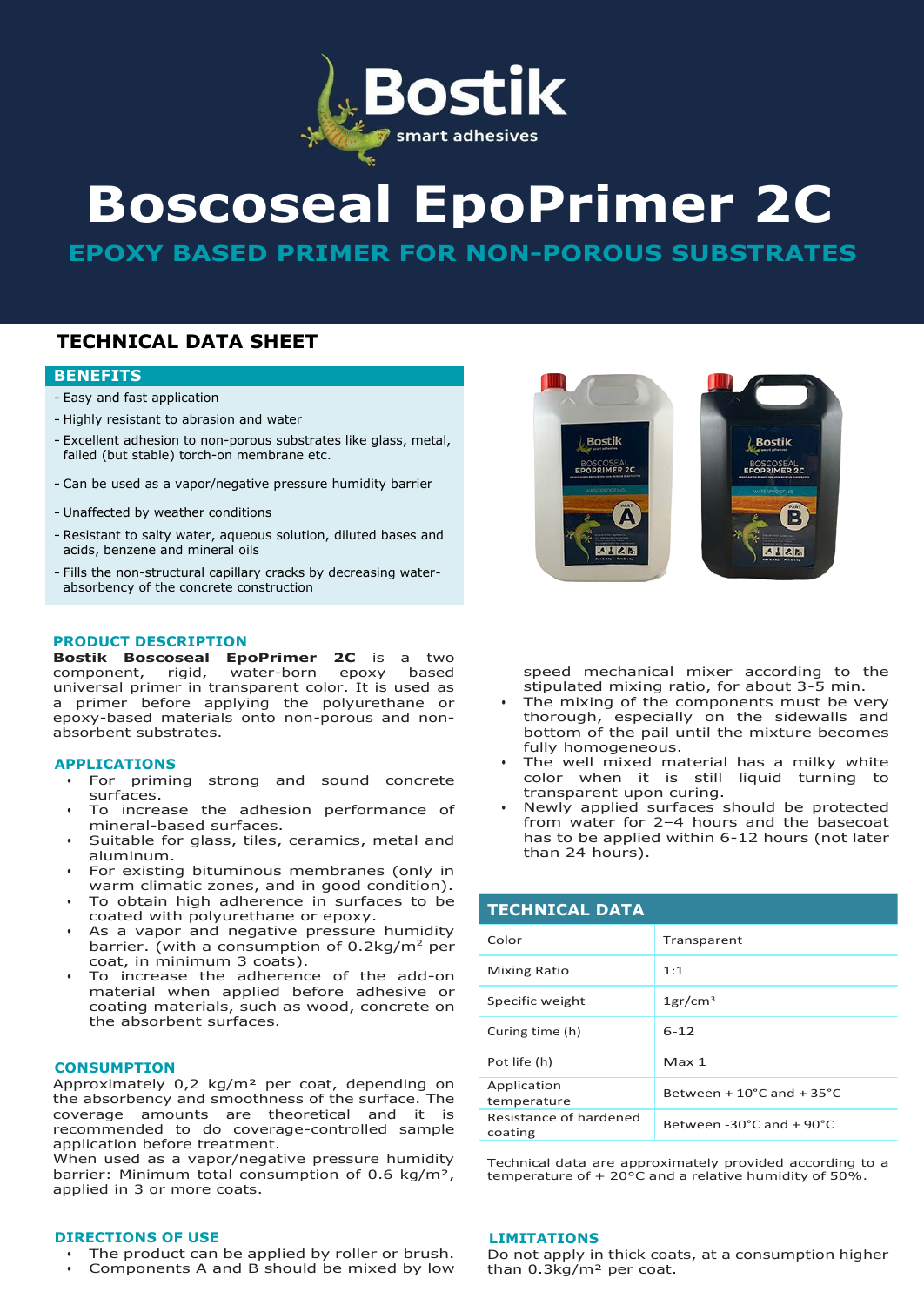# Boscoseal EpoPrimer 2C

## EPOXY BASED PRIMER FOR NON-POROUS SUBSTRATES

## TECHNICAL DATA SHEET

### BENEFITS

- Easy and fast application
- Highly resistant to abrasion and water
- Excellent adhesion to non-porous substrates like glass, metal, failed (but stable) torch-on membrane etc.
- Can be used as a vapor/negative pressure humidity barrier
- Unaffected by weather conditions
- Resistant to salty water, aqueous solution, diluted bases and acids, benzene and mineral oils
- Fills the non-structural capillary cracks by decreasing water-absorbency of the concrete construction

### PRODUCT DESCRIPTION

**Bostik Boscoseal EpoPrimer 2C** is a two component, rigid, water-born epoxy based universal primer in transparent color. It is used as a primer before applying the polyurethane or epoxy-based materials onto non-porous and non-absorbent substrates.

### APPLICATIONS

- For priming strong and sound concrete surfaces.
- To increase the adhesion performance of mineral-based surfaces.
- Suitable for glass, tiles, ceramics, metal and aluminum.
- For existing bituminous membranes (only in warm climatic zones, and in good condition).
- To obtain high adherence in surfaces to be coated with polyurethane or epoxy.
- As a vapor and negative pressure humidity barrier. (with a consumption of 0.2kg/m² per coat, in minimum 3 coats).
- To increase the adherence of the add-on material when applied before adhesive or coating materials, such as wood, concrete on the absorbent surfaces.

### CONSUMPTION

Approximately 0,2 kg/m² per coat, depending on the absorbency and smoothness of the surface. The coverage amounts are theoretical and it is recommended to do coverage-controlled sample application before treatment.
When used as a vapor/negative pressure humidity barrier: Minimum total consumption of 0.6 kg/m², applied in 3 or more coats.

### DIRECTIONS OF USE

- The product can be applied by roller or brush.
- Components A and B should be mixed by low speed mechanical mixer according to the stipulated mixing ratio, for about 3-5 min.
- The mixing of the components must be very thorough, especially on the sidewalls and bottom of the pail until the mixture becomes fully homogeneous.
- The well mixed material has a milky white color when it is still liquid turning to transparent upon curing.
- Newly applied surfaces should be protected from water for 2–4 hours and the basecoat has to be applied within 6-12 hours (not later than 24 hours).

### TECHNICAL DATA

| | |
|---|---|
| Color | Transparent |
| Mixing Ratio | 1:1 |
| Specific weight | 1gr/cm³ |
| Curing time (h) | 6-12 |
| Pot life (h) | Max 1 |
| Application temperature | Between + 10°C and + 35°C |
| Resistance of hardened coating | Between -30°C and + 90°C |

Technical data are approximately provided according to a temperature of + 20°C and a relative humidity of 50%.

### LIMITATIONS

Do not apply in thick coats, at a consumption higher than 0.3kg/m² per coat.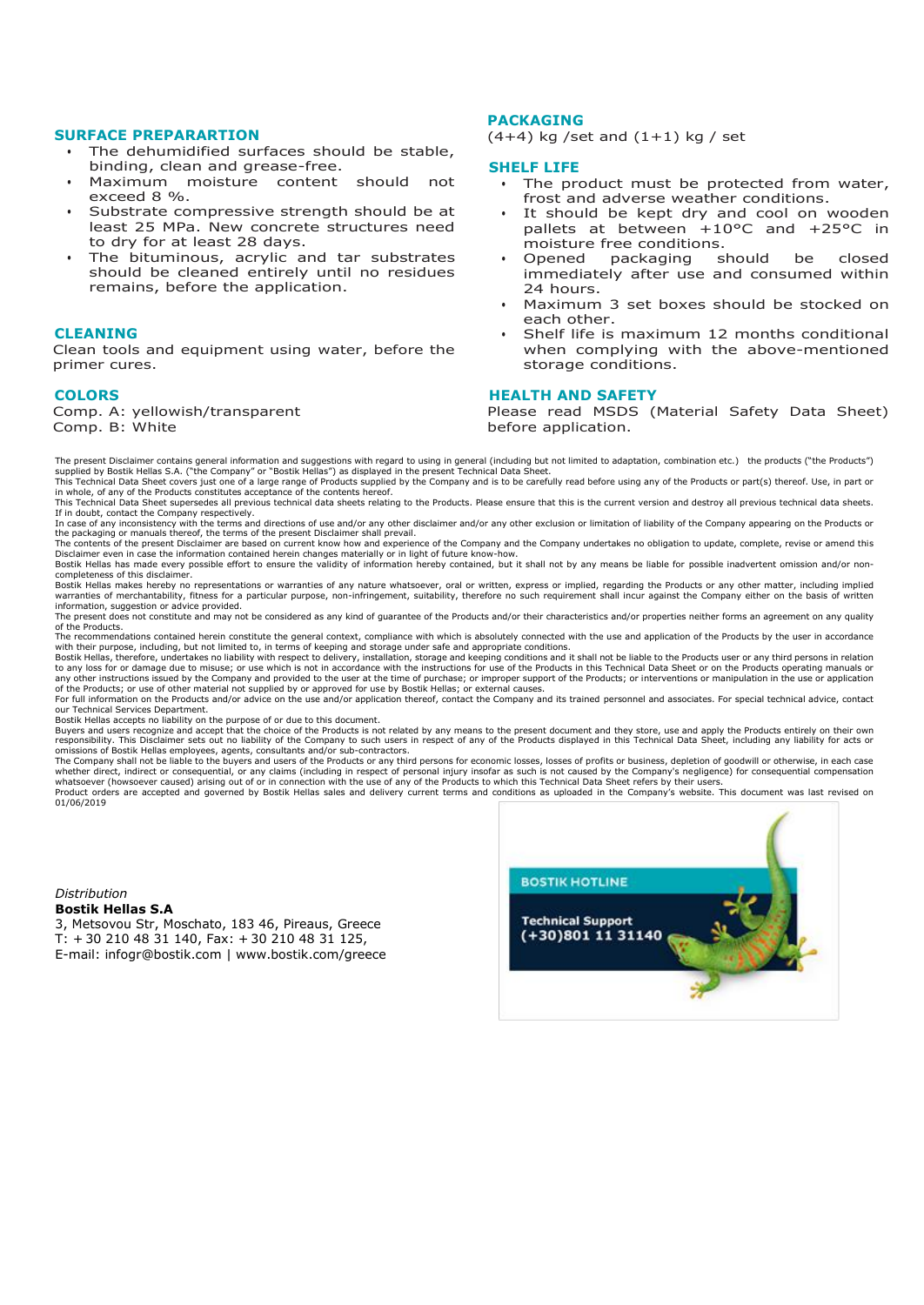## SURFACE PREPARARTION

- The dehumidified surfaces should be stable, binding, clean and grease-free.
- Maximum moisture content should not exceed 8 %.
- Substrate compressive strength should be at least 25 MPa. New concrete structures need to dry for at least 28 days.
- The bituminous, acrylic and tar substrates should be cleaned entirely until no residues remains, before the application.

## CLEANING

Clean tools and equipment using water, before the primer cures.

## COLORS

Comp. A: yellowish/transparent
Comp. B: White

## PACKAGING

(4+4) kg /set and (1+1) kg / set

## SHELF LIFE

- The product must be protected from water, frost and adverse weather conditions.
- It should be kept dry and cool on wooden pallets at between +10°C and +25°C in moisture free conditions.
- Opened packaging should be closed immediately after use and consumed within 24 hours.
- Maximum 3 set boxes should be stocked on each other.
- Shelf life is maximum 12 months conditional when complying with the above-mentioned storage conditions.

## HEALTH AND SAFETY

Please read MSDS (Material Safety Data Sheet) before application.

The present Disclaimer contains general information and suggestions with regard to using in general (including but not limited to adaptation, combination etc.) the products ("the Products") supplied by Bostik Hellas S.A. ("the Company" or "Bostik Hellas") as displayed in the present Technical Data Sheet.
This Technical Data Sheet covers just one of a large range of Products supplied by the Company and is to be carefully read before using any of the Products or part(s) thereof. Use, in part or in whole, of any of the Products constitutes acceptance of the contents hereof.
This Technical Data Sheet supersedes all previous technical data sheets relating to the Products. Please ensure that this is the current version and destroy all previous technical data sheets. If in doubt, contact the Company respectively.
In case of any inconsistency with the terms and directions of use and/or any other disclaimer and/or any other exclusion or limitation of liability of the Company appearing on the Products or the packaging or manuals thereof, the terms of the present Disclaimer shall prevail.
The contents of the present Disclaimer are based on current know how and experience of the Company and the Company undertakes no obligation to update, complete, revise or amend this Disclaimer even in case the information contained herein changes materially or in light of future know-how.
Bostik Hellas has made every possible effort to ensure the validity of information hereby contained, but it shall not by any means be liable for possible inadvertent omission and/or non-completeness of this disclaimer.
Bostik Hellas makes hereby no representations or warranties of any nature whatsoever, oral or written, express or implied, regarding the Products or any other matter, including implied warranties of merchantability, fitness for a particular purpose, non-infringement, suitability, therefore no such requirement shall incur against the Company either on the basis of written information, suggestion or advice provided.
The present does not constitute and may not be considered as any kind of guarantee of the Products and/or their characteristics and/or properties neither forms an agreement on any quality of the Products.
The recommendations contained herein constitute the general context, compliance with which is absolutely connected with the use and application of the Products by the user in accordance with their purpose, including, but not limited to, in terms of keeping and storage under safe and appropriate conditions.
Bostik Hellas, therefore, undertakes no liability with respect to delivery, installation, storage and keeping conditions and it shall not be liable to the Products user or any third persons in relation to any loss for or damage due to misuse; or use which is not in accordance with the instructions for use of the Products in this Technical Data Sheet or on the Products operating manuals or any other instructions issued by the Company and provided to the user at the time of purchase; or improper support of the Products; or interventions or manipulation in the use or application of the Products; or use of other material not supplied by or approved for use by Bostik Hellas; or external causes.
For full information on the Products and/or advice on the use and/or application thereof, contact the Company and its trained personnel and associates. For special technical advice, contact our Technical Services Department.
Bostik Hellas accepts no liability on the purpose of or due to this document.
Buyers and users recognize and accept that the choice of the Products is not related by any means to the present document and they store, use and apply the Products entirely on their own responsibility. This Disclaimer sets out no liability of the Company to such users in respect of any of the Products displayed in this Technical Data Sheet, including any liability for acts or omissions of Bostik Hellas employees, agents, consultants and/or sub-contractors.
The Company shall not be liable to the buyers and users of the Products or any third persons for economic losses, losses of profits or business, depletion of goodwill or otherwise, in each case whether direct, indirect or consequential, or any claims (including in respect of personal injury insofar as such is not caused by the Company's negligence) for consequential compensation whatsoever (howsoever caused) arising out of or in connection with the use of any of the Products to which this Technical Data Sheet refers by their users.
Product orders are accepted and governed by Bostik Hellas sales and delivery current terms and conditions as uploaded in the Company's website. This document was last revised on 01/06/2019

*Distribution*
**Bostik Hellas S.A**
3, Metsovou Str, Moschato, 183 46, Pireaus, Greece
T: + 30 210 48 31 140, Fax: + 30 210 48 31 125,
E-mail: infogr@bostik.com | www.bostik.com/greece

**BOSTIK HOTLINE**
**Technical Support**
**(+30)801 11 31140**